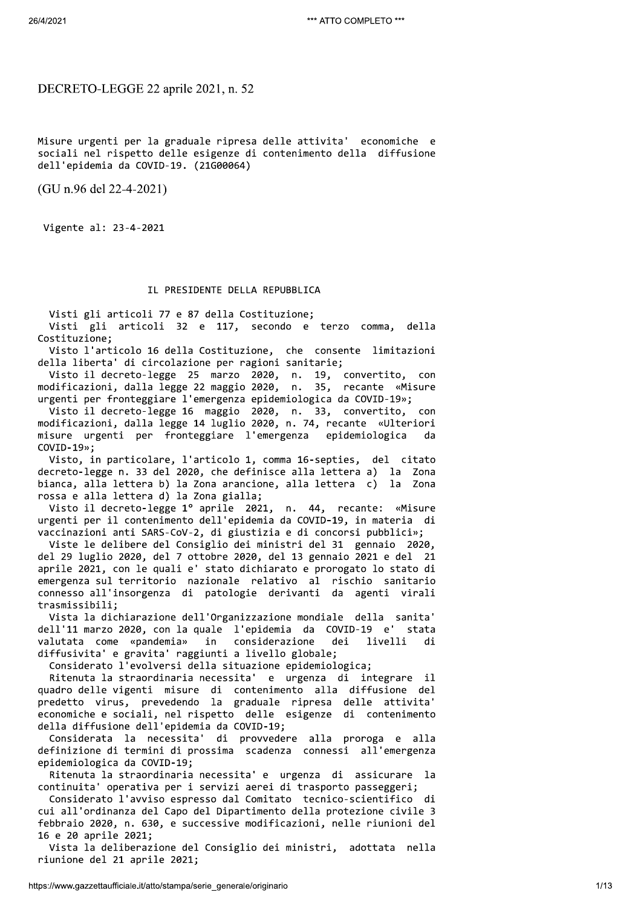# DECRETO-LEGGE 22 aprile 2021, n. 52

Misure urgenti per la graduale ripresa delle attivita' economiche e sociali nel rispetto delle esigenze di contenimento della diffusione dell'epidemia da COVID-19. (21G00064)

(GU n.96 del 22-4-2021)

Vigente al: 23-4-2021

IL PRESIDENTE DELLA REPUBBLICA

Visti gli articoli 77 e 87 della Costituzione;

Visti gli articoli 32 e 117, secondo e terzo comma, della Costituzione;

Visto l'articolo 16 della Costituzione, che consente limitazioni della liberta' di circolazione per ragioni sanitarie;

Visto il decreto-legge 25 marzo 2020, n. 19, convertito, con modificazioni, dalla legge 22 maggio 2020, n. 35, recante «Misure urgenti per fronteggiare l'emergenza epidemiologica da COVID-19»;

Visto il decreto-legge 16 maggio 2020, n. 33, convertito, con modificazioni, dalla legge 14 luglio 2020, n. 74, recante «Ulteriori misure urgenti per fronteggiare l'emergenza epidemiologica da COVID-19»;

Visto, in particolare, l'articolo 1, comma 16-septies, del citato decreto-legge n. 33 del 2020, che definisce alla lettera a) la Zona bianca, alla lettera b) la Zona arancione, alla lettera c) la Zona rossa e alla lettera d) la Zona gialla;

Visto il decreto-legge 1° aprile 2021, n. 44, recante: «Misure urgenti per il contenimento dell'epidemia da COVID-19, in materia di vaccinazioni anti SARS-CoV-2, di giustizia e di concorsi pubblici»;

Viste le delibere del Consiglio dei ministri del 31 gennaio 2020, del 29 luglio 2020, del 7 ottobre 2020, del 13 gennaio 2021 e del 21 aprile 2021, con le quali e' stato dichiarato e prorogato lo stato di emergenza sul territorio nazionale relativo al rischio sanitario connesso all'insorgenza di patologie derivanti da agenti virali trasmissibili;

Vista la dichiarazione dell'Organizzazione mondiale della sanita' dell'11 marzo 2020, con la quale l'epidemia da COVID-19 e' stata valutata come «pandemia» in considerazione dei livelli di diffusivita' e gravita' raggiunti a livello globale;

Considerato l'evolversi della situazione epidemiologica;

Ritenuta la straordinaria necessita' e urgenza di integrare il quadro delle vigenti misure di contenimento alla diffusione del predetto virus, prevedendo la graduale ripresa delle attivita' economiche e sociali, nel rispetto delle esigenze di contenimento della diffusione dell'epidemia da COVID-19;

Considerata la necessita' di provvedere alla proroga e alla definizione di termini di prossima scadenza connessi all'emergenza epidemiologica da COVID-19;

Ritenuta la straordinaria necessita' e urgenza di assicurare la continuita' operativa per i servizi aerei di trasporto passeggeri;

Considerato l'avviso espresso dal Comitato tecnico-scientifico di cui all'ordinanza del Capo del Dipartimento della protezione civile 3 febbraio 2020, n. 630, e successive modificazioni, nelle riunioni del 16 e 20 aprile 2021;

Vista la deliberazione del Consiglio dei ministri, adottata nella riunione del 21 aprile 2021;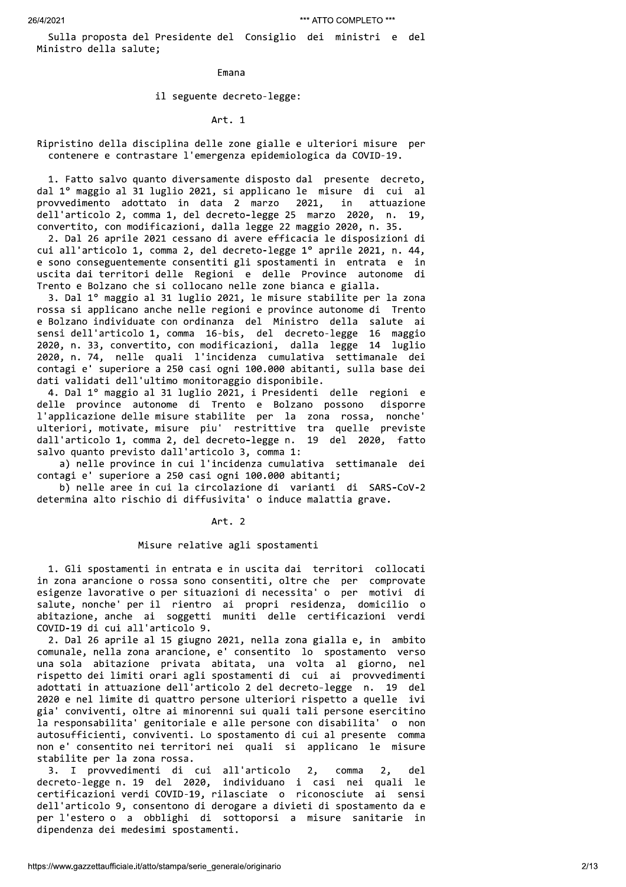Sulla proposta del Presidente del Consiglio dei ministri e del Ministro della salute;

Emana

il seguente decreto-legge:

## Art. 1

### Ripristino della disciplina delle zone gialle e ulteriori misure per contenere e contrastare l'emergenza epidemiologica da COVID-19.

1. Fatto salvo quanto diversamente disposto dal presente decreto, dal 1° maggio al 31 luglio 2021, si applicano le misure di cui al provvedimento adottato in data 2 marzo 2021, in attuazione dell'articolo 2, comma 1, del decreto-legge 25 marzo 2020, n. 19, convertito, con modificazioni, dalla legge 22 maggio 2020, n. 35.

2. Dal 26 aprile 2021 cessano di avere efficacia le disposizioni di cui all'articolo 1, comma 2, del decreto-legge 1° aprile 2021, n. 44, e sono conseguentemente consentiti gli spostamenti in entrata e in uscita dai territori delle Regioni e delle Province autonome di Trento e Bolzano che si collocano nelle zone bianca e gialla.

3. Dal 1° maggio al 31 luglio 2021, le misure stabilite per la zona rossa si applicano anche nelle regioni e province autonome di Trento e Bolzano individuate con ordinanza del Ministro della salute ai sensi dell'articolo 1, comma 16-bis, del decreto-legge 16 maggio 2020, n. 33, convertito, con modificazioni, dalla legge 14 luglio 2020, n. 74, nelle quali l'incidenza cumulativa settimanale dei contagi e' superiore a 250 casi ogni 100.000 abitanti, sulla base dei dati validati dell'ultimo monitoraggio disponibile.

4. Dal 1° maggio al 31 luglio 2021, i Presidenti delle regioni e delle province autonome di Trento e Bolzano possono disporre l'applicazione delle misure stabilite per la zona rossa, nonche' ulteriori, motivate, misure piu' restrittive tra quelle previste dall'articolo 1, comma 2, del decreto-legge n. 19 del 2020, fatto salvo quanto previsto dall'articolo 3, comma 1:

a) nelle province in cui l'incidenza cumulativa settimanale dei contagi e' superiore a 250 casi ogni 100.000 abitanti;

b) nelle aree in cui la circolazione di varianti di SARS-CoV-2 determina alto rischio di diffusivita' o induce malattia grave.

## Art. 2

### Misure relative agli spostamenti

1. Gli spostamenti in entrata e in uscita dai territori collocati in zona arancione o rossa sono consentiti, oltre che per comprovate esigenze lavorative o per situazioni di necessita' o per motivi di salute, nonche' per il rientro ai propri residenza, domicilio o abitazione, anche ai soggetti muniti delle certificazioni verdi COVID-19 di cui all'articolo 9.

2. Dal 26 aprile al 15 giugno 2021, nella zona gialla e, in ambito comunale, nella zona arancione, e' consentito lo spostamento verso una sola abitazione privata abitata, una volta al giorno, nel rispetto dei limiti orari agli spostamenti di cui ai provvedimenti adottati in attuazione dell'articolo 2 del decreto-legge n. 19 del 2020 e nel limite di quattro persone ulteriori rispetto a quelle ivi gia' conviventi, oltre ai minorenni sui quali tali persone esercitino la responsabilita' genitoriale e alle persone con disabilita' o non autosufficienti, conviventi. Lo spostamento di cui al presente comma non e' consentito nei territori nei quali si applicano le misure stabilite per la zona rossa.

3. I provvedimenti di cui all'articolo 2, comma 2, del decreto-legge n. 19 del 2020, individuano i casi nei quali le certificazioni verdi COVID-19, rilasciate o riconosciute ai sensi dell'articolo 9, consentono di derogare a divieti di spostamento da e per l'estero o a obblighi di sottoporsi a misure sanitarie in dipendenza dei medesimi spostamenti.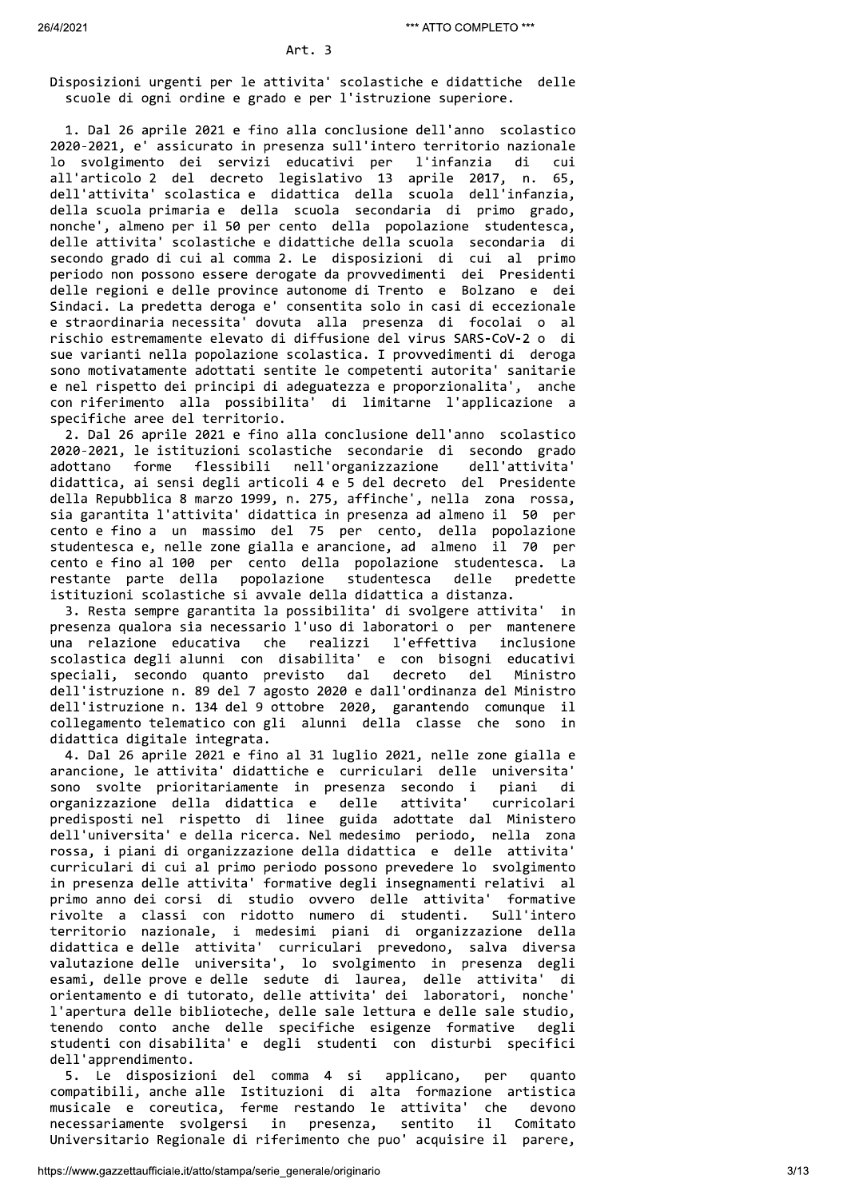Art. 3

Disposizioni urgenti per le attivita' scolastiche e didattiche delle scuole di ogni ordine e grado e per l'istruzione superiore.

1. Dal 26 aprile 2021 e fino alla conclusione dell'anno scolastico 2020-2021, e' assicurato in presenza sull'intero territorio nazionale lo svolgimento dei servizi educativi per l'infanzia di cui all'articolo 2 del decreto legislativo 13 aprile 2017, n. 65, dell'attivita' scolastica e didattica della scuola dell'infanzia, della scuola primaria e della scuola secondaria di primo grado, nonche', almeno per il 50 per cento della popolazione studentesca, delle attivita' scolastiche e didattiche della scuola secondaria di secondo grado di cui al comma 2. Le disposizioni di cui al primo periodo non possono essere derogate da provvedimenti dei Presidenti delle regioni e delle province autonome di Trento e Bolzano e dei Sindaci. La predetta deroga e' consentita solo in casi di eccezionale e straordinaria necessita' dovuta alla presenza di focolai o al rischio estremamente elevato di diffusione del virus SARS-CoV-2 o di sue varianti nella popolazione scolastica. I provvedimenti di deroga sono motivatamente adottati sentite le competenti autorita' sanitarie e nel rispetto dei principi di adeguatezza e proporzionalita', anche con riferimento alla possibilita' di limitarne l'applicazione a specifiche aree del territorio.

2. Dal 26 aprile 2021 e fino alla conclusione dell'anno scolastico 2020-2021, le istituzioni scolastiche secondarie di secondo grado adottano forme flessibili nell'organizzazione dell'attivita' didattica, ai sensi degli articoli 4 e 5 del decreto del Presidente della Repubblica 8 marzo 1999, n. 275, affinche', nella zona rossa, sia garantita l'attivita' didattica in presenza ad almeno il 50 per cento e fino a un massimo del 75 per cento, della popolazione studentesca e, nelle zone gialla e arancione, ad almeno il 70 per cento e fino al 100 per cento della popolazione studentesca. La restante parte della popolazione studentesca delle predette istituzioni scolastiche si avvale della didattica a distanza.

3. Resta sempre garantita la possibilita' di svolgere attivita' in presenza qualora sia necessario l'uso di laboratori o per mantenere una relazione educativa che realizzi l'effettiva inclusione scolastica degli alunni con disabilita' e con bisogni educativi speciali, secondo quanto previsto dal decreto del Ministro dell'istruzione n. 89 del 7 agosto 2020 e dall'ordinanza del Ministro dell'istruzione n. 134 del 9 ottobre 2020, garantendo comunque il collegamento telematico con gli alunni della classe che sono in didattica digitale integrata.

4. Dal 26 aprile 2021 e fino al 31 luglio 2021, nelle zone gialla e arancione, le attivita' didattiche e curriculari delle universita' sono svolte prioritariamente in presenza secondo i piani di organizzazione della didattica e delle attivita' curricolari predisposti nel rispetto di linee guida adottate dal Ministero dell'universita' e della ricerca. Nel medesimo periodo, nella zona rossa, i piani di organizzazione della didattica e delle attivita' curriculari di cui al primo periodo possono prevedere lo svolgimento in presenza delle attivita' formative degli insegnamenti relativi al primo anno dei corsi di studio ovvero delle attivita' formative rivolte a classi con ridotto numero di studenti. Sull'intero territorio nazionale, i medesimi piani di organizzazione della didattica e delle attivita' curriculari prevedono, salva diversa valutazione delle universita', lo svolgimento in presenza degli esami, delle prove e delle sedute di laurea, delle attivita' di orientamento e di tutorato, delle attivita' dei laboratori, nonche' l'apertura delle biblioteche, delle sale lettura e delle sale studio, tenendo conto anche delle specifiche esigenze formative degli studenti con disabilita' e degli studenti con disturbi specifici dell'apprendimento.

5. Le disposizioni del comma 4 si applicano, per quanto compatibili, anche alle Istituzioni di alta formazione artistica musicale e coreutica, ferme restando le attivita' che devono necessariamente svolgersi in presenza, sentito il Comitato Universitario Regionale di riferimento che puo' acquisire il parere,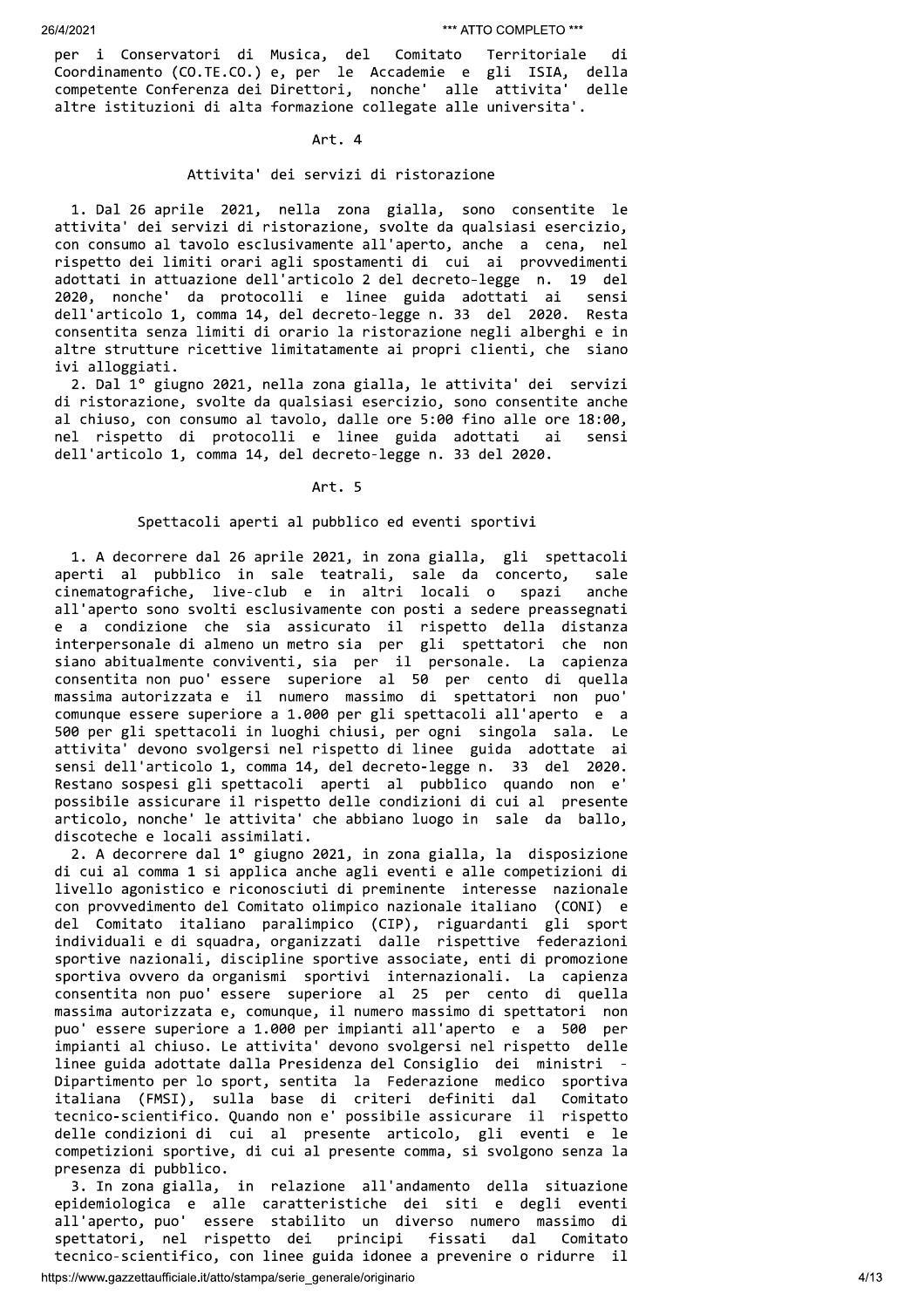per i Conservatori di Musica, del Comitato Territoriale di Coordinamento (CO.TE.CO.) e, per le Accademie e gli ISIA, della competente Conferenza dei Direttori, nonche' alle attivita' delle altre istituzioni di alta formazione collegate alle universita'.

## Art. 4

### Attivita' dei servizi di ristorazione

1. Dal 26 aprile 2021, nella zona gialla, sono consentite le attivita' dei servizi di ristorazione, svolte da qualsiasi esercizio, con consumo al tavolo esclusivamente all'aperto, anche a cena, nel rispetto dei limiti orari agli spostamenti di cui ai provvedimenti adottati in attuazione dell'articolo 2 del decreto-legge n. 19 del 2020, nonche' da protocolli e linee guida adottati ai sensi dell'articolo 1, comma 14, del decreto-legge n. 33 del 2020. Resta consentita senza limiti di orario la ristorazione negli alberghi e in altre strutture ricettive limitatamente ai propri clienti, che siano ivi alloggiati.

2. Dal 1° giugno 2021, nella zona gialla, le attivita' dei servizi di ristorazione, svolte da qualsiasi esercizio, sono consentite anche al chiuso, con consumo al tavolo, dalle ore 5:00 fino alle ore 18:00, nel rispetto di protocolli e linee guida adottati ai sensi dell'articolo 1, comma 14, del decreto-legge n. 33 del 2020.

## Art. 5

### Spettacoli aperti al pubblico ed eventi sportivi

1. A decorrere dal 26 aprile 2021, in zona gialla, gli spettacoli aperti al pubblico in sale teatrali, sale da concerto, sale cinematografiche, live-club e in altri locali o spazi anche all'aperto sono svolti esclusivamente con posti a sedere preassegnati e a condizione che sia assicurato il rispetto della distanza interpersonale di almeno un metro sia per gli spettatori che non siano abitualmente conviventi, sia per il personale. La capienza consentita non puo' essere superiore al 50 per cento di quella massima autorizzata e il numero massimo di spettatori non puo' comunque essere superiore a 1.000 per gli spettacoli all'aperto e a 500 per gli spettacoli in luoghi chiusi, per ogni singola sala. Le attivita' devono svolgersi nel rispetto di linee guida adottate ai sensi dell'articolo 1, comma 14, del decreto-legge n. 33 del 2020. Restano sospesi gli spettacoli aperti al pubblico quando non e' possibile assicurare il rispetto delle condizioni di cui al presente articolo, nonche' le attivita' che abbiano luogo in sale da ballo, discoteche e locali assimilati.

2. A decorrere dal 1° giugno 2021, in zona gialla, la disposizione di cui al comma 1 si applica anche agli eventi e alle competizioni di livello agonistico e riconosciuti di preminente interesse nazionale con provvedimento del Comitato olimpico nazionale italiano (CONI) e del Comitato italiano paralimpico (CIP), riguardanti gli sport individuali e di squadra, organizzati dalle rispettive federazioni sportive nazionali, discipline sportive associate, enti di promozione sportiva ovvero da organismi sportivi internazionali. La capienza consentita non puo' essere superiore al 25 per cento di quella massima autorizzata e, comunque, il numero massimo di spettatori non puo' essere superiore a 1.000 per impianti all'aperto e a 500 per impianti al chiuso. Le attivita' devono svolgersi nel rispetto delle linee guida adottate dalla Presidenza del Consiglio dei ministri - Dipartimento per lo sport, sentita la Federazione medico sportiva italiana (FMSI), sulla base di criteri definiti dal Comitato tecnico-scientifico. Quando non e' possibile assicurare il rispetto delle condizioni di cui al presente articolo, gli eventi e le competizioni sportive, di cui al presente comma, si svolgono senza la presenza di pubblico.

3. In zona gialla, in relazione all'andamento della situazione epidemiologica e alle caratteristiche dei siti e degli eventi all'aperto, puo' essere stabilito un diverso numero massimo di spettatori, nel rispetto dei principi fissati dal Comitato tecnico-scientifico, con linee guida idonee a prevenire o ridurre il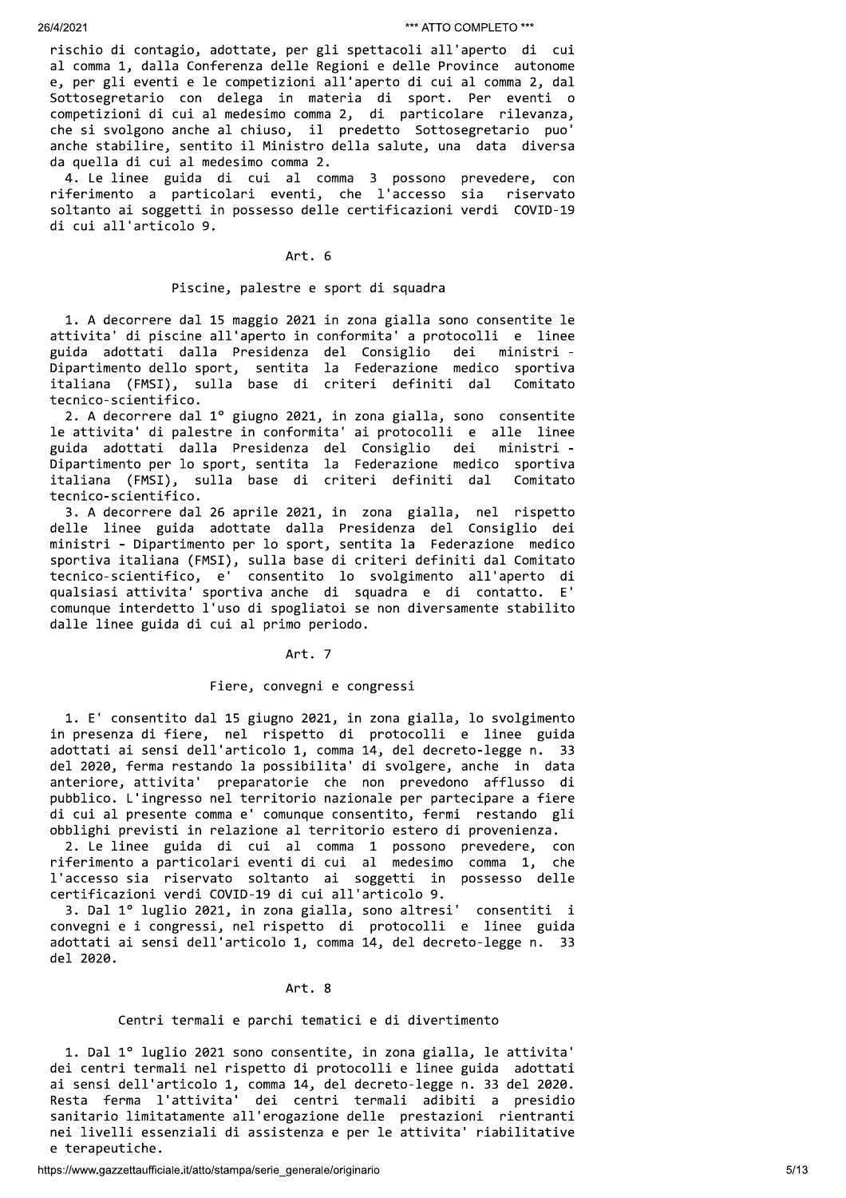rischio di contagio, adottate, per gli spettacoli all'aperto di cui al comma 1, dalla Conferenza delle Regioni e delle Province autonome e, per gli eventi e le competizioni all'aperto di cui al comma 2, dal Sottosegretario con delega in materia di sport. Per eventi o competizioni di cui al medesimo comma 2, di particolare rilevanza, che si svolgono anche al chiuso, il predetto Sottosegretario puo' anche stabilire, sentito il Ministro della salute, una data diversa da quella di cui al medesimo comma 2.

4. Le linee guida di cui al comma 3 possono prevedere, con riferimento a particolari eventi, che l'accesso sia riservato soltanto ai soggetti in possesso delle certificazioni verdi COVID-19 di cui all'articolo 9.

## Art. 6

### Piscine, palestre e sport di squadra

1. A decorrere dal 15 maggio 2021 in zona gialla sono consentite le attivita' di piscine all'aperto in conformita' a protocolli e linee guida adottati dalla Presidenza del Consiglio dei ministri - Dipartimento dello sport, sentita la Federazione medico sportiva italiana (FMSI), sulla base di criteri definiti dal Comitato tecnico-scientifico.

2. A decorrere dal 1° giugno 2021, in zona gialla, sono consentite le attivita' di palestre in conformita' ai protocolli e alle linee guida adottati dalla Presidenza del Consiglio dei ministri - Dipartimento per lo sport, sentita la Federazione medico sportiva italiana (FMSI), sulla base di criteri definiti dal Comitato tecnico-scientifico.

3. A decorrere dal 26 aprile 2021, in zona gialla, nel rispetto delle linee guida adottate dalla Presidenza del Consiglio dei ministri - Dipartimento per lo sport, sentita la Federazione medico sportiva italiana (FMSI), sulla base di criteri definiti dal Comitato tecnico-scientifico, e' consentito lo svolgimento all'aperto di qualsiasi attivita' sportiva anche di squadra e di contatto. E' comunque interdetto l'uso di spogliatoi se non diversamente stabilito dalle linee guida di cui al primo periodo.

## Art. 7

### Fiere, convegni e congressi

1. E' consentito dal 15 giugno 2021, in zona gialla, lo svolgimento in presenza di fiere, nel rispetto di protocolli e linee guida adottati ai sensi dell'articolo 1, comma 14, del decreto-legge n. 33 del 2020, ferma restando la possibilita' di svolgere, anche in data anteriore, attivita' preparatorie che non prevedono afflusso di pubblico. L'ingresso nel territorio nazionale per partecipare a fiere di cui al presente comma e' comunque consentito, fermi restando gli obblighi previsti in relazione al territorio estero di provenienza.

2. Le linee guida di cui al comma 1 possono prevedere, con riferimento a particolari eventi di cui al medesimo comma 1, che l'accesso sia riservato soltanto ai soggetti in possesso delle certificazioni verdi COVID-19 di cui all'articolo 9.

3. Dal 1° luglio 2021, in zona gialla, sono altresi' consentiti i convegni e i congressi, nel rispetto di protocolli e linee guida adottati ai sensi dell'articolo 1, comma 14, del decreto-legge n. 33 del 2020.

## Art. 8

### Centri termali e parchi tematici e di divertimento

1. Dal 1° luglio 2021 sono consentite, in zona gialla, le attivita' dei centri termali nel rispetto di protocolli e linee guida adottati ai sensi dell'articolo 1, comma 14, del decreto-legge n. 33 del 2020. Resta ferma l'attivita' dei centri termali adibiti a presidio sanitario limitatamente all'erogazione delle prestazioni rientranti nei livelli essenziali di assistenza e per le attivita' riabilitative e terapeutiche.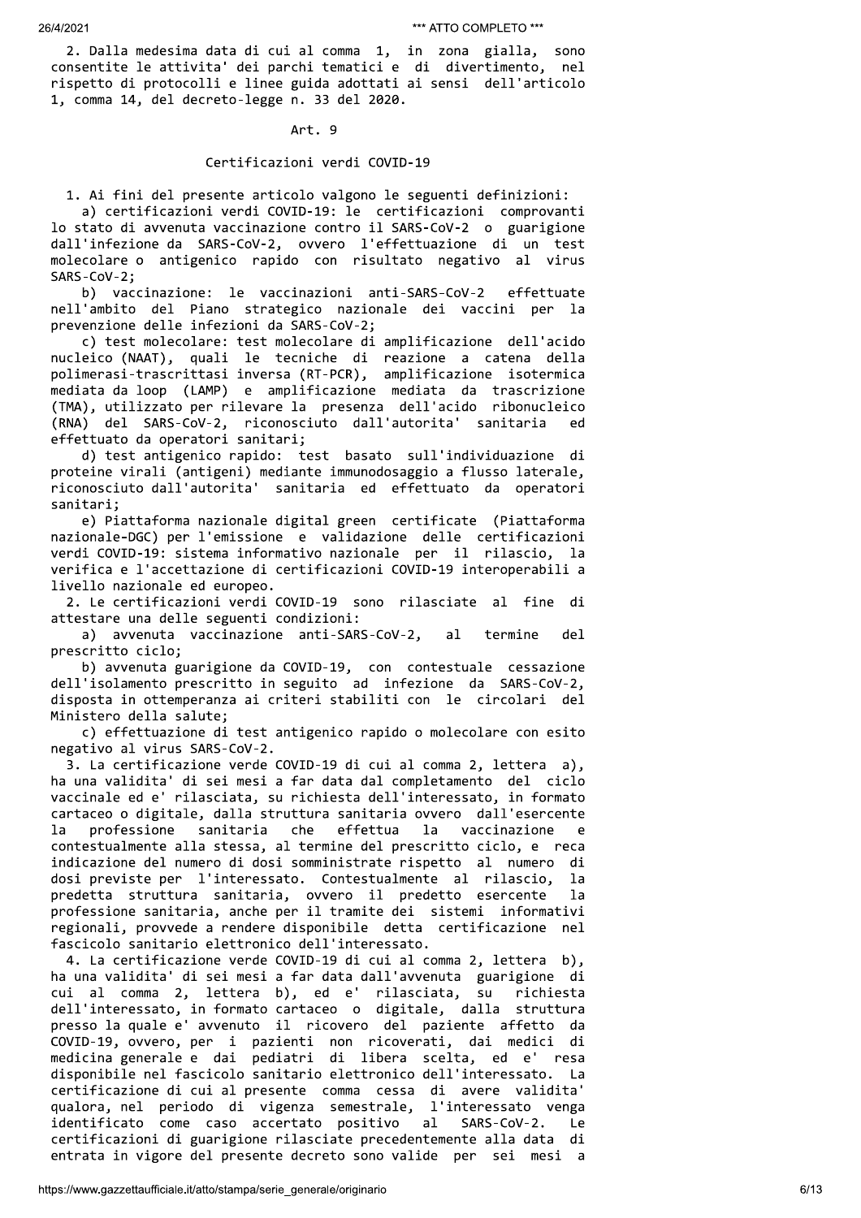2. Dalla medesima data di cui al comma 1, in zona gialla, sono consentite le attivita' dei parchi tematici e di divertimento, nel rispetto di protocolli e linee guida adottati ai sensi dell'articolo 1, comma 14, del decreto-legge n. 33 del 2020.

### Art. 9

### Certificazioni verdi COVID-19

1. Ai fini del presente articolo valgono le seguenti definizioni:

a) certificazioni verdi COVID-19: le certificazioni comprovanti lo stato di avvenuta vaccinazione contro il SARS-CoV-2 o guarigione dall'infezione da SARS-CoV-2, ovvero l'effettuazione di un test molecolare o antigenico rapido con risultato negativo al virus SARS-CoV-2;

b) vaccinazione: le vaccinazioni anti-SARS-CoV-2 effettuate nell'ambito del Piano strategico nazionale dei vaccini per la prevenzione delle infezioni da SARS-CoV-2;

c) test molecolare: test molecolare di amplificazione dell'acido nucleico (NAAT), quali le tecniche di reazione a catena della polimerasi-trascrittasi inversa (RT-PCR), amplificazione isotermica mediata da loop (LAMP) e amplificazione mediata da trascrizione (TMA), utilizzato per rilevare la presenza dell'acido ribonucleico (RNA) del SARS-CoV-2, riconosciuto dall'autorita' sanitaria ed effettuato da operatori sanitari;

d) test antigenico rapido: test basato sull'individuazione di proteine virali (antigeni) mediante immunodosaggio a flusso laterale, riconosciuto dall'autorita' sanitaria ed effettuato da operatori sanitari;

e) Piattaforma nazionale digital green certificate (Piattaforma nazionale-DGC) per l'emissione e validazione delle certificazioni verdi COVID-19: sistema informativo nazionale per il rilascio, la verifica e l'accettazione di certificazioni COVID-19 interoperabili a livello nazionale ed europeo.

2. Le certificazioni verdi COVID-19 sono rilasciate al fine di attestare una delle seguenti condizioni:

a) avvenuta vaccinazione anti-SARS-CoV-2, al termine del prescritto ciclo;

b) avvenuta guarigione da COVID-19, con contestuale cessazione dell'isolamento prescritto in seguito ad infezione da SARS-CoV-2, disposta in ottemperanza ai criteri stabiliti con le circolari del Ministero della salute;

c) effettuazione di test antigenico rapido o molecolare con esito negativo al virus SARS-CoV-2.

3. La certificazione verde COVID-19 di cui al comma 2, lettera a), ha una validita' di sei mesi a far data dal completamento del ciclo vaccinale ed e' rilasciata, su richiesta dell'interessato, in formato cartaceo o digitale, dalla struttura sanitaria ovvero dall'esercente la professione sanitaria che effettua la vaccinazione e contestualmente alla stessa, al termine del prescritto ciclo, e reca indicazione del numero di dosi somministrate rispetto al numero di dosi previste per l'interessato. Contestualmente al rilascio, la predetta struttura sanitaria, ovvero il predetto esercente la professione sanitaria, anche per il tramite dei sistemi informativi regionali, provvede a rendere disponibile detta certificazione nel fascicolo sanitario elettronico dell'interessato.

4. La certificazione verde COVID-19 di cui al comma 2, lettera b), ha una validita' di sei mesi a far data dall'avvenuta guarigione di cui al comma 2, lettera b), ed e' rilasciata, su richiesta dell'interessato, in formato cartaceo o digitale, dalla struttura presso la quale e' avvenuto il ricovero del paziente affetto da COVID-19, ovvero, per i pazienti non ricoverati, dai medici di medicina generale e dai pediatri di libera scelta, ed e' resa disponibile nel fascicolo sanitario elettronico dell'interessato. La certificazione di cui al presente comma cessa di avere validita' qualora, nel periodo di vigenza semestrale, l'interessato venga identificato come caso accertato positivo al SARS-CoV-2. Le certificazioni di guarigione rilasciate precedentemente alla data di entrata in vigore del presente decreto sono valide per sei mesi a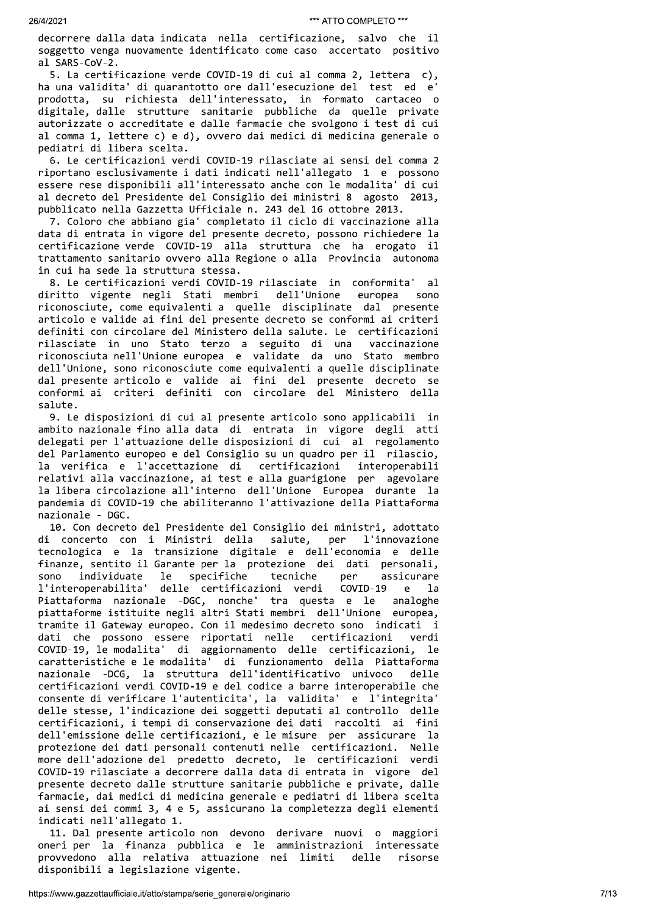decorrere dalla data indicata nella certificazione, salvo che il soggetto venga nuovamente identificato come caso accertato positivo al SARS-CoV-2.

5. La certificazione verde COVID-19 di cui al comma 2, lettera c), ha una validita' di quarantotto ore dall'esecuzione del test ed e' prodotta, su richiesta dell'interessato, in formato cartaceo o digitale, dalle strutture sanitarie pubbliche da quelle private autorizzate o accreditate e dalle farmacie che svolgono i test di cui al comma 1, lettere c) e d), ovvero dai medici di medicina generale o pediatri di libera scelta.

6. Le certificazioni verdi COVID-19 rilasciate ai sensi del comma 2 riportano esclusivamente i dati indicati nell'allegato 1 e possono essere rese disponibili all'interessato anche con le modalita' di cui al decreto del Presidente del Consiglio dei ministri 8 agosto 2013, pubblicato nella Gazzetta Ufficiale n. 243 del 16 ottobre 2013.

7. Coloro che abbiano gia' completato il ciclo di vaccinazione alla data di entrata in vigore del presente decreto, possono richiedere la certificazione verde COVID-19 alla struttura che ha erogato il trattamento sanitario ovvero alla Regione o alla Provincia autonoma in cui ha sede la struttura stessa.

8. Le certificazioni verdi COVID-19 rilasciate in conformita' al diritto vigente negli Stati membri dell'Unione europea sono riconosciute, come equivalenti a quelle disciplinate dal presente articolo e valide ai fini del presente decreto se conformi ai criteri definiti con circolare del Ministero della salute. Le certificazioni rilasciate in uno Stato terzo a seguito di una vaccinazione riconosciuta nell'Unione europea e validate da uno Stato membro dell'Unione, sono riconosciute come equivalenti a quelle disciplinate dal presente articolo e valide ai fini del presente decreto se conformi ai criteri definiti con circolare del Ministero della salute.

9. Le disposizioni di cui al presente articolo sono applicabili in ambito nazionale fino alla data di entrata in vigore degli atti delegati per l'attuazione delle disposizioni di cui al regolamento del Parlamento europeo e del Consiglio su un quadro per il rilascio, la verifica e l'accettazione di certificazioni interoperabili relativi alla vaccinazione, ai test e alla guarigione per agevolare la libera circolazione all'interno dell'Unione Europea durante la pandemia di COVID-19 che abiliteranno l'attivazione della Piattaforma nazionale - DGC.

10. Con decreto del Presidente del Consiglio dei ministri, adottato di concerto con i Ministri della salute, per l'innovazione tecnologica e la transizione digitale e dell'economia e delle finanze, sentito il Garante per la protezione dei dati personali, sono individuate le specifiche tecniche per assicurare l'interoperabilita' delle certificazioni verdi COVID-19 e la Piattaforma nazionale -DGC, nonche' tra questa e le analoghe piattaforme istituite negli altri Stati membri dell'Unione europea, tramite il Gateway europeo. Con il medesimo decreto sono indicati i dati che possono essere riportati nelle certificazioni verdi COVID-19, le modalita' di aggiornamento delle certificazioni, le caratteristiche e le modalita' di funzionamento della Piattaforma nazionale -DCG, la struttura dell'identificativo univoco delle certificazioni verdi COVID-19 e del codice a barre interoperabile che consente di verificare l'autenticita', la validita' e l'integrita' delle stesse, l'indicazione dei soggetti deputati al controllo delle certificazioni, i tempi di conservazione dei dati raccolti ai fini dell'emissione delle certificazioni, e le misure per assicurare la protezione dei dati personali contenuti nelle certificazioni. Nelle more dell'adozione del predetto decreto, le certificazioni verdi COVID-19 rilasciate a decorrere dalla data di entrata in vigore del presente decreto dalle strutture sanitarie pubbliche e private, dalle farmacie, dai medici di medicina generale e pediatri di libera scelta ai sensi dei commi 3, 4 e 5, assicurano la completezza degli elementi indicati nell'allegato 1.

11. Dal presente articolo non devono derivare nuovi o maggiori oneri per la finanza pubblica e le amministrazioni interessate provvedono alla relativa attuazione nei limiti delle risorse disponibili a legislazione vigente.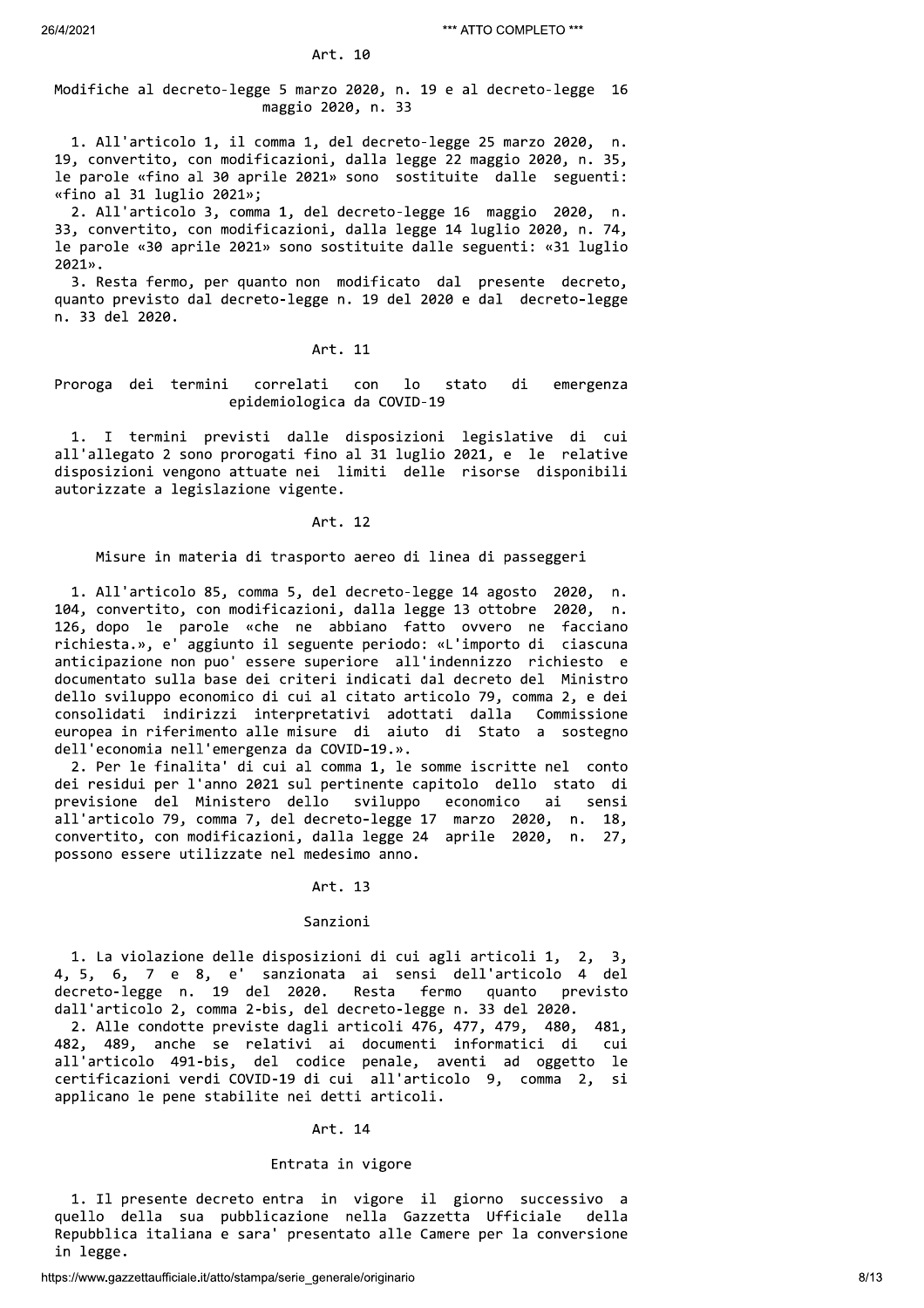## Art. 10

### Modifiche al decreto-legge 5 marzo 2020, n. 19 e al decreto-legge 16 maggio 2020, n. 33

1. All'articolo 1, il comma 1, del decreto-legge 25 marzo 2020, n. 19, convertito, con modificazioni, dalla legge 22 maggio 2020, n. 35, le parole «fino al 30 aprile 2021» sono sostituite dalle seguenti: «fino al 31 luglio 2021»;

2. All'articolo 3, comma 1, del decreto-legge 16 maggio 2020, n. 33, convertito, con modificazioni, dalla legge 14 luglio 2020, n. 74, le parole «30 aprile 2021» sono sostituite dalle seguenti: «31 luglio 2021».

3. Resta fermo, per quanto non modificato dal presente decreto, quanto previsto dal decreto-legge n. 19 del 2020 e dal decreto-legge n. 33 del 2020.

## Art. 11

### Proroga dei termini correlati con lo stato di emergenza epidemiologica da COVID-19

1. I termini previsti dalle disposizioni legislative di cui all'allegato 2 sono prorogati fino al 31 luglio 2021, e le relative disposizioni vengono attuate nei limiti delle risorse disponibili autorizzate a legislazione vigente.

## Art. 12

### Misure in materia di trasporto aereo di linea di passeggeri

1. All'articolo 85, comma 5, del decreto-legge 14 agosto 2020, n. 104, convertito, con modificazioni, dalla legge 13 ottobre 2020, n. 126, dopo le parole «che ne abbiano fatto ovvero ne facciano richiesta.», e' aggiunto il seguente periodo: «L'importo di ciascuna anticipazione non puo' essere superiore all'indennizzo richiesto e documentato sulla base dei criteri indicati dal decreto del Ministro dello sviluppo economico di cui al citato articolo 79, comma 2, e dei consolidati indirizzi interpretativi adottati dalla Commissione europea in riferimento alle misure di aiuto di Stato a sostegno dell'economia nell'emergenza da COVID-19.».

2. Per le finalita' di cui al comma 1, le somme iscritte nel conto dei residui per l'anno 2021 sul pertinente capitolo dello stato di previsione del Ministero dello sviluppo economico ai sensi all'articolo 79, comma 7, del decreto-legge 17 marzo 2020, n. 18, convertito, con modificazioni, dalla legge 24 aprile 2020, n. 27, possono essere utilizzate nel medesimo anno.

## Art. 13

### Sanzioni

1. La violazione delle disposizioni di cui agli articoli 1, 2, 3, 4, 5, 6, 7 e 8, e' sanzionata ai sensi dell'articolo 4 del decreto-legge n. 19 del 2020. Resta fermo quanto previsto dall'articolo 2, comma 2-bis, del decreto-legge n. 33 del 2020.

2. Alle condotte previste dagli articoli 476, 477, 479, 480, 481, 482, 489, anche se relativi ai documenti informatici di cui all'articolo 491-bis, del codice penale, aventi ad oggetto le certificazioni verdi COVID-19 di cui all'articolo 9, comma 2, si applicano le pene stabilite nei detti articoli.

## Art. 14

### Entrata in vigore

1. Il presente decreto entra in vigore il giorno successivo a quello della sua pubblicazione nella Gazzetta Ufficiale della Repubblica italiana e sara' presentato alle Camere per la conversione in legge.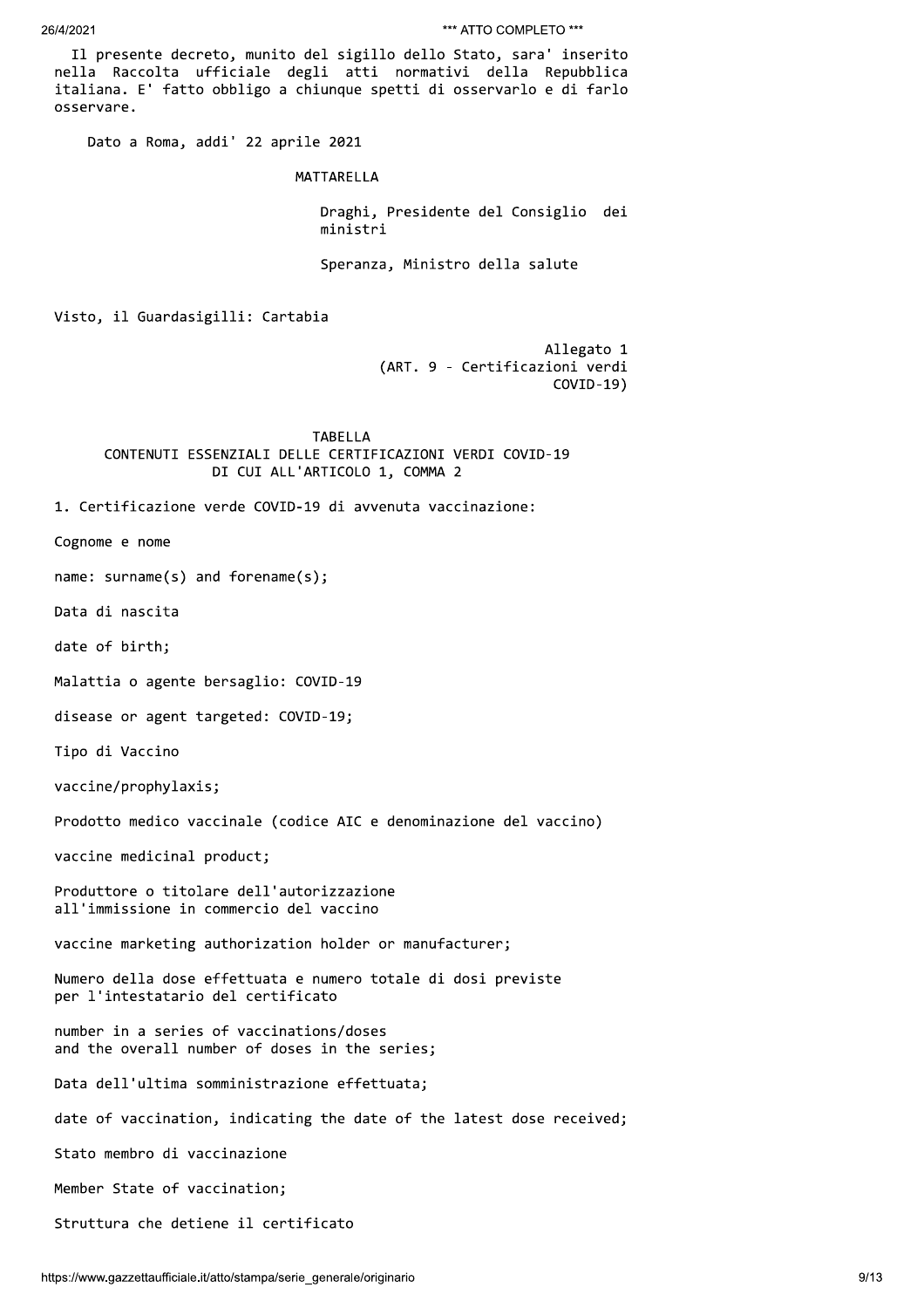Il presente decreto, munito del sigillo dello Stato, sara' inserito nella Raccolta ufficiale degli atti normativi della Repubblica italiana. E' fatto obbligo a chiunque spetti di osservarlo e di farlo osservare.

Dato a Roma, addi' 22 aprile 2021

MATTARELLA

Draghi, Presidente del Consiglio dei ministri

Speranza, Ministro della salute

Visto, il Guardasigilli: Cartabia

Allegato 1
(ART. 9 - Certificazioni verdi COVID-19)

TABELLA
CONTENUTI ESSENZIALI DELLE CERTIFICAZIONI VERDI COVID-19
DI CUI ALL'ARTICOLO 1, COMMA 2

1. Certificazione verde COVID-19 di avvenuta vaccinazione:

Cognome e nome

name: surname(s) and forename(s);

Data di nascita

date of birth;

Malattia o agente bersaglio: COVID-19

disease or agent targeted: COVID-19;

Tipo di Vaccino

vaccine/prophylaxis;

Prodotto medico vaccinale (codice AIC e denominazione del vaccino)

vaccine medicinal product;

Produttore o titolare dell'autorizzazione
all'immissione in commercio del vaccino

vaccine marketing authorization holder or manufacturer;

Numero della dose effettuata e numero totale di dosi previste
per l'intestatario del certificato

number in a series of vaccinations/doses
and the overall number of doses in the series;

Data dell'ultima somministrazione effettuata;

date of vaccination, indicating the date of the latest dose received;

Stato membro di vaccinazione

Member State of vaccination;

Struttura che detiene il certificato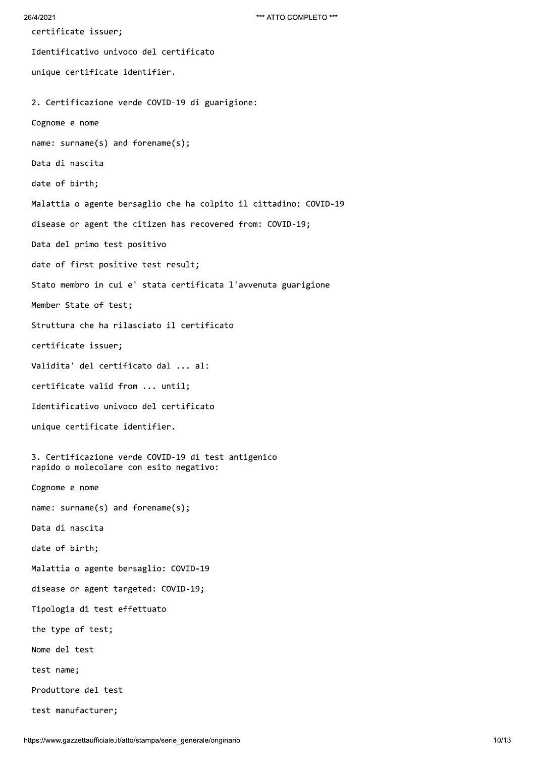certificate issuer;

Identificativo univoco del certificato

unique certificate identifier.

2. Certificazione verde COVID-19 di guarigione:

Cognome e nome

name: surname(s) and forename(s);

Data di nascita

date of birth;

Malattia o agente bersaglio che ha colpito il cittadino: COVID-19

disease or agent the citizen has recovered from: COVID-19;

Data del primo test positivo

date of first positive test result;

Stato membro in cui e' stata certificata l'avvenuta guarigione

Member State of test;

Struttura che ha rilasciato il certificato

certificate issuer;

Validita' del certificato dal ... al:

certificate valid from ... until;

Identificativo univoco del certificato

unique certificate identifier.

3. Certificazione verde COVID-19 di test antigenico rapido o molecolare con esito negativo:

Cognome e nome

name: surname(s) and forename(s);

Data di nascita

date of birth;

Malattia o agente bersaglio: COVID-19

disease or agent targeted: COVID-19;

Tipologia di test effettuato

the type of test;

Nome del test

test name;

Produttore del test

test manufacturer;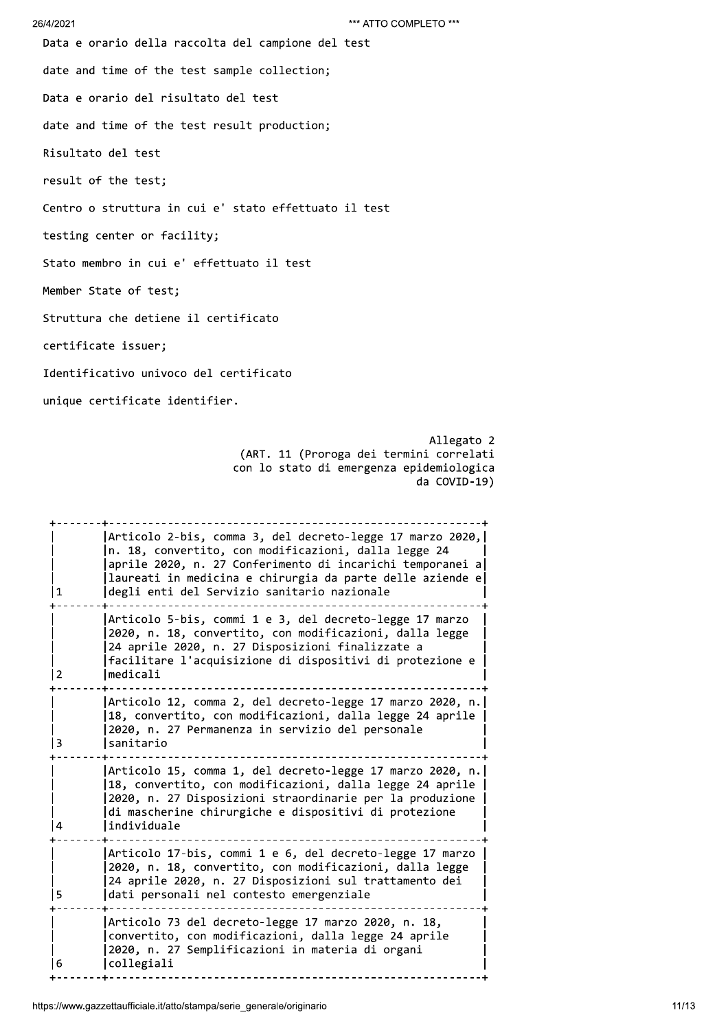Data e orario della raccolta del campione del test

date and time of the test sample collection;

Data e orario del risultato del test

date and time of the test result production;

Risultato del test

result of the test;

Centro o struttura in cui e' stato effettuato il test

testing center or facility;

Stato membro in cui e' effettuato il test

Member State of test;

Struttura che detiene il certificato

certificate issuer;

Identificativo univoco del certificato

unique certificate identifier.

Allegato 2
(ART. 11 (Proroga dei termini correlati con lo stato di emergenza epidemiologica da COVID-19)

| | |
|---|---|
| 1 | Articolo 2-bis, comma 3, del decreto-legge 17 marzo 2020, n. 18, convertito, con modificazioni, dalla legge 24 aprile 2020, n. 27 Conferimento di incarichi temporanei a laureati in medicina e chirurgia da parte delle aziende e degli enti del Servizio sanitario nazionale |
| 2 | Articolo 5-bis, commi 1 e 3, del decreto-legge 17 marzo 2020, n. 18, convertito, con modificazioni, dalla legge 24 aprile 2020, n. 27 Disposizioni finalizzate a facilitare l'acquisizione di dispositivi di protezione e medicali |
| 3 | Articolo 12, comma 2, del decreto-legge 17 marzo 2020, n. 18, convertito, con modificazioni, dalla legge 24 aprile 2020, n. 27 Permanenza in servizio del personale sanitario |
| 4 | Articolo 15, comma 1, del decreto-legge 17 marzo 2020, n. 18, convertito, con modificazioni, dalla legge 24 aprile 2020, n. 27 Disposizioni straordinarie per la produzione di mascherine chirurgiche e dispositivi di protezione individuale |
| 5 | Articolo 17-bis, commi 1 e 6, del decreto-legge 17 marzo 2020, n. 18, convertito, con modificazioni, dalla legge 24 aprile 2020, n. 27 Disposizioni sul trattamento dei dati personali nel contesto emergenziale |
| 6 | Articolo 73 del decreto-legge 17 marzo 2020, n. 18, convertito, con modificazioni, dalla legge 24 aprile 2020, n. 27 Semplificazioni in materia di organi collegiali |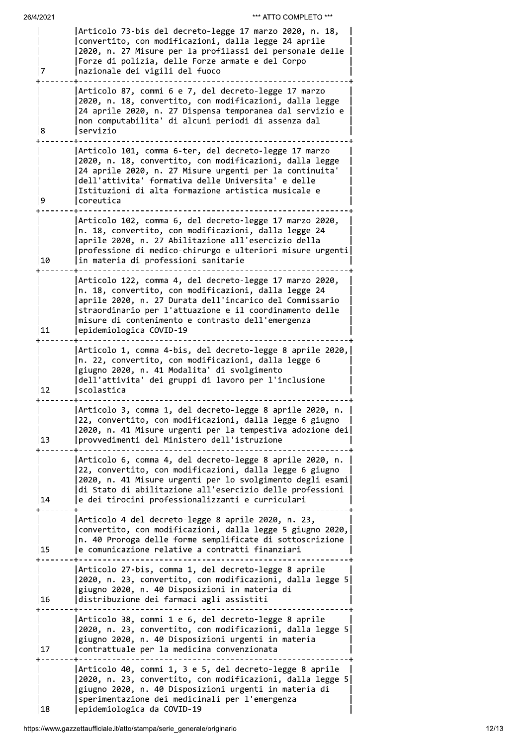| | |
|---|---|
| 7 | Articolo 73-bis del decreto-legge 17 marzo 2020, n. 18, convertito, con modificazioni, dalla legge 24 aprile 2020, n. 27 Misure per la profilassi del personale delle Forze di polizia, delle Forze armate e del Corpo nazionale dei vigili del fuoco |
| 8 | Articolo 87, commi 6 e 7, del decreto-legge 17 marzo 2020, n. 18, convertito, con modificazioni, dalla legge 24 aprile 2020, n. 27 Dispensa temporanea dal servizio e non computabilita' di alcuni periodi di assenza dal servizio |
| 9 | Articolo 101, comma 6-ter, del decreto-legge 17 marzo 2020, n. 18, convertito, con modificazioni, dalla legge 24 aprile 2020, n. 27 Misure urgenti per la continuita' dell'attivita' formativa delle Universita' e delle Istituzioni di alta formazione artistica musicale e coreutica |
| 10 | Articolo 102, comma 6, del decreto-legge 17 marzo 2020, n. 18, convertito, con modificazioni, dalla legge 24 aprile 2020, n. 27 Abilitazione all'esercizio della professione di medico-chirurgo e ulteriori misure urgenti in materia di professioni sanitarie |
| 11 | Articolo 122, comma 4, del decreto-legge 17 marzo 2020, n. 18, convertito, con modificazioni, dalla legge 24 aprile 2020, n. 27 Durata dell'incarico del Commissario straordinario per l'attuazione e il coordinamento delle misure di contenimento e contrasto dell'emergenza epidemiologica COVID-19 |
| 12 | Articolo 1, comma 4-bis, del decreto-legge 8 aprile 2020, n. 22, convertito, con modificazioni, dalla legge 6 giugno 2020, n. 41 Modalita' di svolgimento dell'attivita' dei gruppi di lavoro per l'inclusione scolastica |
| 13 | Articolo 3, comma 1, del decreto-legge 8 aprile 2020, n. 22, convertito, con modificazioni, dalla legge 6 giugno 2020, n. 41 Misure urgenti per la tempestiva adozione dei provvedimenti del Ministero dell'istruzione |
| 14 | Articolo 6, comma 4, del decreto-legge 8 aprile 2020, n. 22, convertito, con modificazioni, dalla legge 6 giugno 2020, n. 41 Misure urgenti per lo svolgimento degli esami di Stato di abilitazione all'esercizio delle professioni e dei tirocini professionalizzanti e curriculari |
| 15 | Articolo 4 del decreto-legge 8 aprile 2020, n. 23, convertito, con modificazioni, dalla legge 5 giugno 2020, n. 40 Proroga delle forme semplificate di sottoscrizione e comunicazione relative a contratti finanziari |
| 16 | Articolo 27-bis, comma 1, del decreto-legge 8 aprile 2020, n. 23, convertito, con modificazioni, dalla legge 5 giugno 2020, n. 40 Disposizioni in materia di distribuzione dei farmaci agli assistiti |
| 17 | Articolo 38, commi 1 e 6, del decreto-legge 8 aprile 2020, n. 23, convertito, con modificazioni, dalla legge 5 giugno 2020, n. 40 Disposizioni urgenti in materia contrattuale per la medicina convenzionata |
| 18 | Articolo 40, commi 1, 3 e 5, del decreto-legge 8 aprile 2020, n. 23, convertito, con modificazioni, dalla legge 5 giugno 2020, n. 40 Disposizioni urgenti in materia di sperimentazione dei medicinali per l'emergenza epidemiologica da COVID-19 |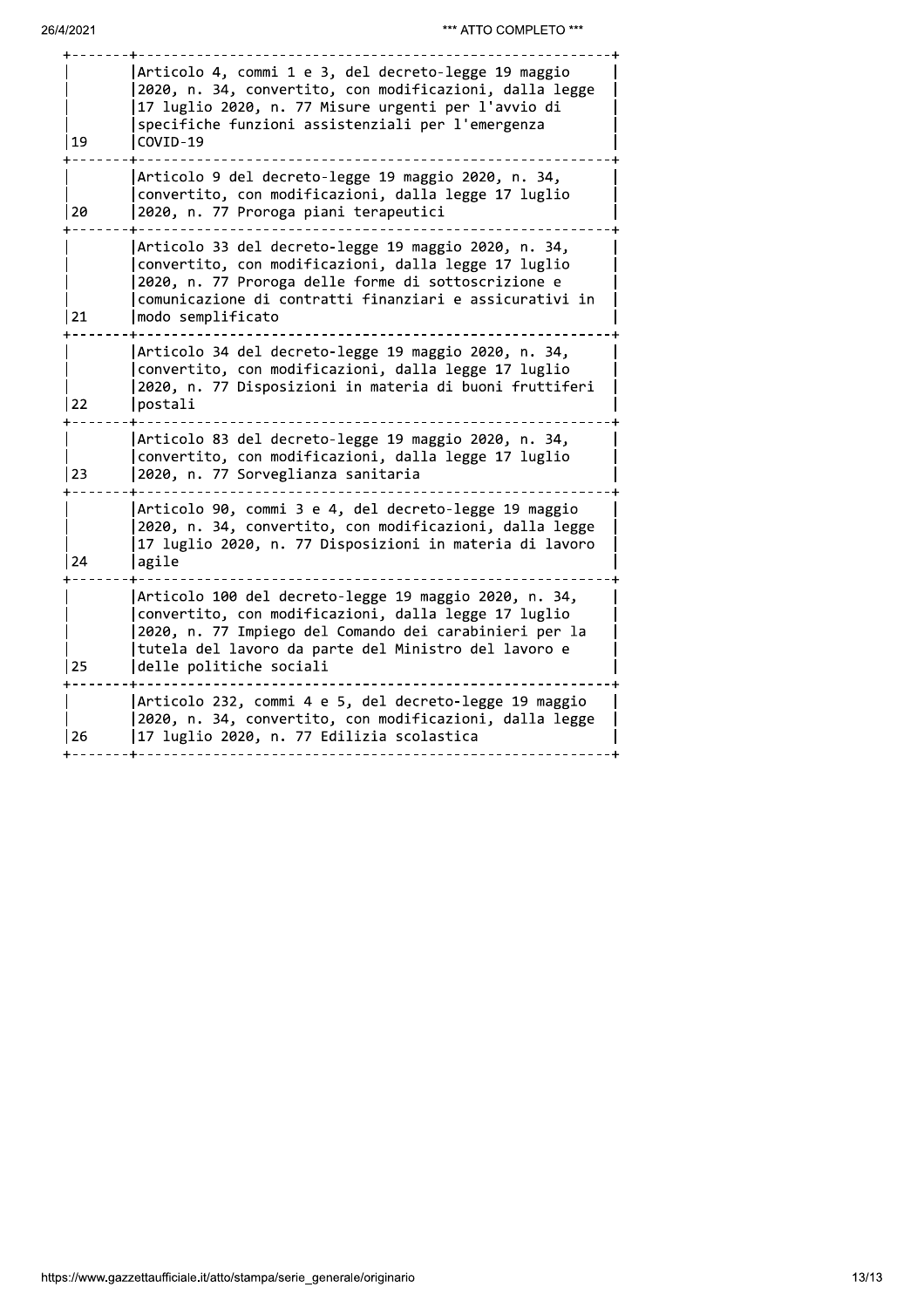| | |
|---|---|
| 19 | Articolo 4, commi 1 e 3, del decreto-legge 19 maggio 2020, n. 34, convertito, con modificazioni, dalla legge 17 luglio 2020, n. 77 Misure urgenti per l'avvio di specifiche funzioni assistenziali per l'emergenza COVID-19 |
| 20 | Articolo 9 del decreto-legge 19 maggio 2020, n. 34, convertito, con modificazioni, dalla legge 17 luglio 2020, n. 77 Proroga piani terapeutici |
| 21 | Articolo 33 del decreto-legge 19 maggio 2020, n. 34, convertito, con modificazioni, dalla legge 17 luglio 2020, n. 77 Proroga delle forme di sottoscrizione e comunicazione di contratti finanziari e assicurativi in modo semplificato |
| 22 | Articolo 34 del decreto-legge 19 maggio 2020, n. 34, convertito, con modificazioni, dalla legge 17 luglio 2020, n. 77 Disposizioni in materia di buoni fruttiferi postali |
| 23 | Articolo 83 del decreto-legge 19 maggio 2020, n. 34, convertito, con modificazioni, dalla legge 17 luglio 2020, n. 77 Sorveglianza sanitaria |
| 24 | Articolo 90, commi 3 e 4, del decreto-legge 19 maggio 2020, n. 34, convertito, con modificazioni, dalla legge 17 luglio 2020, n. 77 Disposizioni in materia di lavoro agile |
| 25 | Articolo 100 del decreto-legge 19 maggio 2020, n. 34, convertito, con modificazioni, dalla legge 17 luglio 2020, n. 77 Impiego del Comando dei carabinieri per la tutela del lavoro da parte del Ministro del lavoro e delle politiche sociali |
| 26 | Articolo 232, commi 4 e 5, del decreto-legge 19 maggio 2020, n. 34, convertito, con modificazioni, dalla legge 17 luglio 2020, n. 77 Edilizia scolastica |